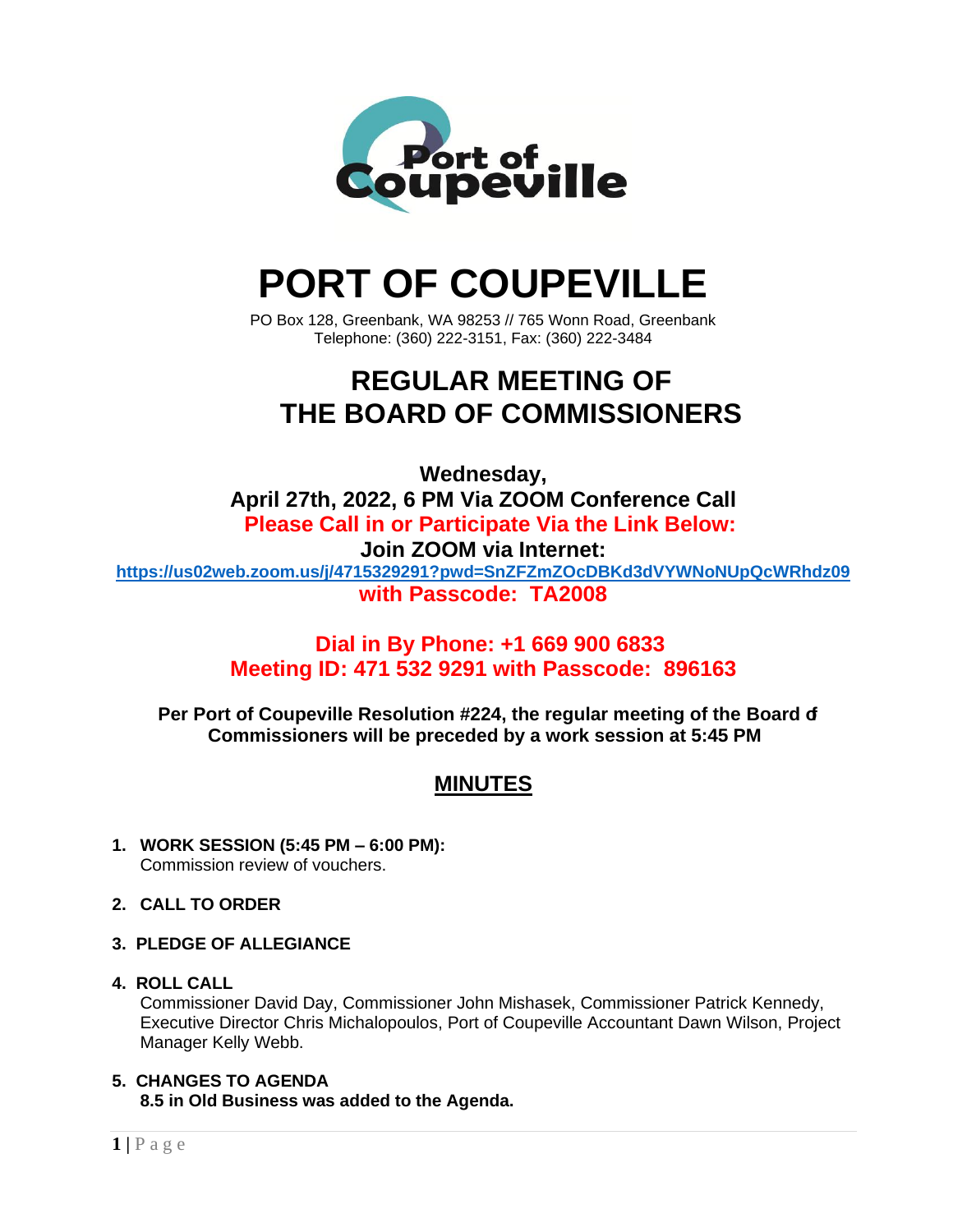# PORT OF COUPEVILLE

PO Box 128, Greenbank, WA 98253 // 765 Wonn Road, Greenbank
Telephone: (360) 222-3151, Fax: (360) 222-3484

## REGULAR MEETING OF THE BOARD OF COMMISSIONERS

**Wednesday,**
**April 27th, 2022, 6 PM Via ZOOM Conference Call**
**Please Call in or Participate Via the Link Below:**
**Join ZOOM via Internet:**
**https://us02web.zoom.us/j/4715329291?pwd=SnZFZmZOcDBKd3dVYWNoNUpQcWRhdz09**
**with Passcode: TA2008**

**Dial in By Phone: +1 669 900 6833**
**Meeting ID: 471 532 9291 with Passcode: 896163**

**Per Port of Coupeville Resolution #224, the regular meeting of the Board of Commissioners will be preceded by a work session at 5:45 PM**

## MINUTES

1. **WORK SESSION (5:45 PM – 6:00 PM):**
   Commission review of vouchers.

2. **CALL TO ORDER**

3. **PLEDGE OF ALLEGIANCE**

4. **ROLL CALL**
   Commissioner David Day, Commissioner John Mishasek, Commissioner Patrick Kennedy, Executive Director Chris Michalopoulos, Port of Coupeville Accountant Dawn Wilson, Project Manager Kelly Webb.

5. **CHANGES TO AGENDA**
   **8.5 in Old Business was added to the Agenda.**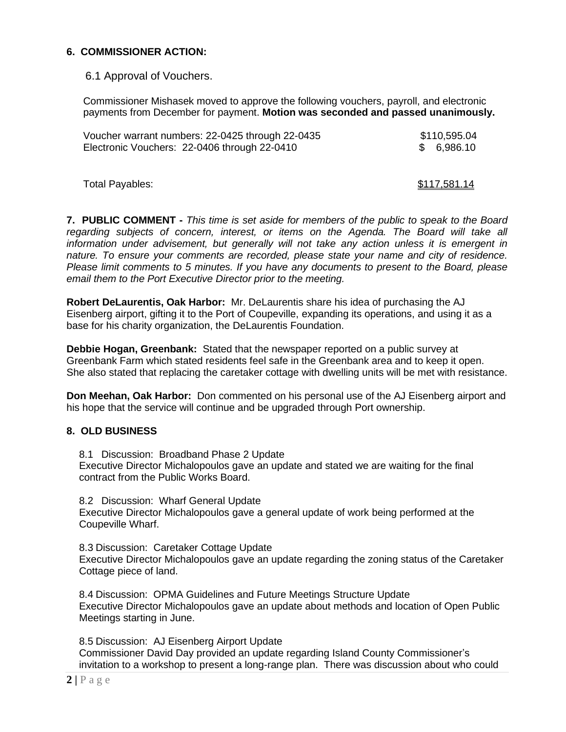## 6. COMMISSIONER ACTION:

6.1 Approval of Vouchers.

Commissioner Mishasek moved to approve the following vouchers, payroll, and electronic payments from December for payment. **Motion was seconded and passed unanimously.**

| | |
|---|---|
| Voucher warrant numbers: 22-0425 through 22-0435 | $110,595.04 |
| Electronic Vouchers: 22-0406 through 22-0410 | $ 6,986.10 |
| | |
| Total Payables: | $117,581.14 |

**7. PUBLIC COMMENT -** *This time is set aside for members of the public to speak to the Board regarding subjects of concern, interest, or items on the Agenda. The Board will take all information under advisement, but generally will not take any action unless it is emergent in nature. To ensure your comments are recorded, please state your name and city of residence. Please limit comments to 5 minutes. If you have any documents to present to the Board, please email them to the Port Executive Director prior to the meeting.*

**Robert DeLaurentis, Oak Harbor:** Mr. DeLaurentis share his idea of purchasing the AJ Eisenberg airport, gifting it to the Port of Coupeville, expanding its operations, and using it as a base for his charity organization, the DeLaurentis Foundation.

**Debbie Hogan, Greenbank:** Stated that the newspaper reported on a public survey at Greenbank Farm which stated residents feel safe in the Greenbank area and to keep it open. She also stated that replacing the caretaker cottage with dwelling units will be met with resistance.

**Don Meehan, Oak Harbor:** Don commented on his personal use of the AJ Eisenberg airport and his hope that the service will continue and be upgraded through Port ownership.

## 8. OLD BUSINESS

8.1 Discussion: Broadband Phase 2 Update
Executive Director Michalopoulos gave an update and stated we are waiting for the final contract from the Public Works Board.

8.2 Discussion: Wharf General Update
Executive Director Michalopoulos gave a general update of work being performed at the Coupeville Wharf.

8.3 Discussion: Caretaker Cottage Update
Executive Director Michalopoulos gave an update regarding the zoning status of the Caretaker Cottage piece of land.

8.4 Discussion: OPMA Guidelines and Future Meetings Structure Update
Executive Director Michalopoulos gave an update about methods and location of Open Public Meetings starting in June.

8.5 Discussion: AJ Eisenberg Airport Update
Commissioner David Day provided an update regarding Island County Commissioner's invitation to a workshop to present a long-range plan. There was discussion about who could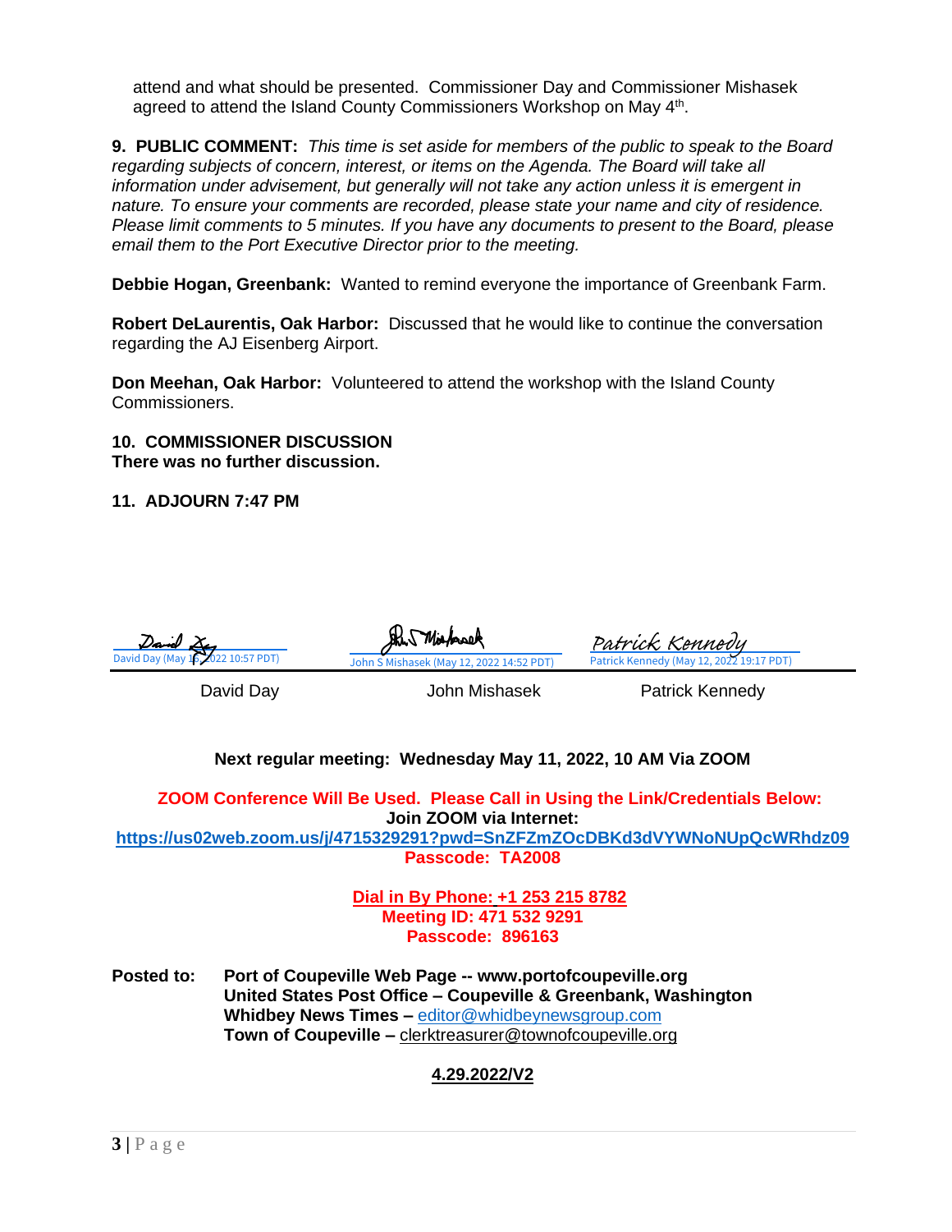attend and what should be presented. Commissioner Day and Commissioner Mishasek agreed to attend the Island County Commissioners Workshop on May 4th.

**9. PUBLIC COMMENT:** *This time is set aside for members of the public to speak to the Board regarding subjects of concern, interest, or items on the Agenda. The Board will take all information under advisement, but generally will not take any action unless it is emergent in nature. To ensure your comments are recorded, please state your name and city of residence. Please limit comments to 5 minutes. If you have any documents to present to the Board, please email them to the Port Executive Director prior to the meeting.*

**Debbie Hogan, Greenbank:** Wanted to remind everyone the importance of Greenbank Farm.

**Robert DeLaurentis, Oak Harbor:** Discussed that he would like to continue the conversation regarding the AJ Eisenberg Airport.

**Don Meehan, Oak Harbor:** Volunteered to attend the workshop with the Island County Commissioners.

**10. COMMISSIONER DISCUSSION**
**There was no further discussion.**

**11. ADJOURN 7:47 PM**

David Day (May 16, 2022 10:57 PDT) — John S Mishasek (May 12, 2022 14:52 PDT) — Patrick Kennedy (May 12, 2022 19:17 PDT)

David Day — John Mishasek — Patrick Kennedy

**Next regular meeting: Wednesday May 11, 2022, 10 AM Via ZOOM**

**ZOOM Conference Will Be Used. Please Call in Using the Link/Credentials Below:**
**Join ZOOM via Internet:**
**https://us02web.zoom.us/j/4715329291?pwd=SnZFZmZOcDBKd3dVYWNoNUpQcWRhdz09**
**Passcode: TA2008**

**Dial in By Phone: +1 253 215 8782**
**Meeting ID: 471 532 9291**
**Passcode: 896163**

**Posted to:** **Port of Coupeville Web Page -- www.portofcoupeville.org**
**United States Post Office – Coupeville & Greenbank, Washington**
**Whidbey News Times –** editor@whidbeynewsgroup.com
**Town of Coupeville –** clerktreasurer@townofcoupeville.org

**4.29.2022/V2**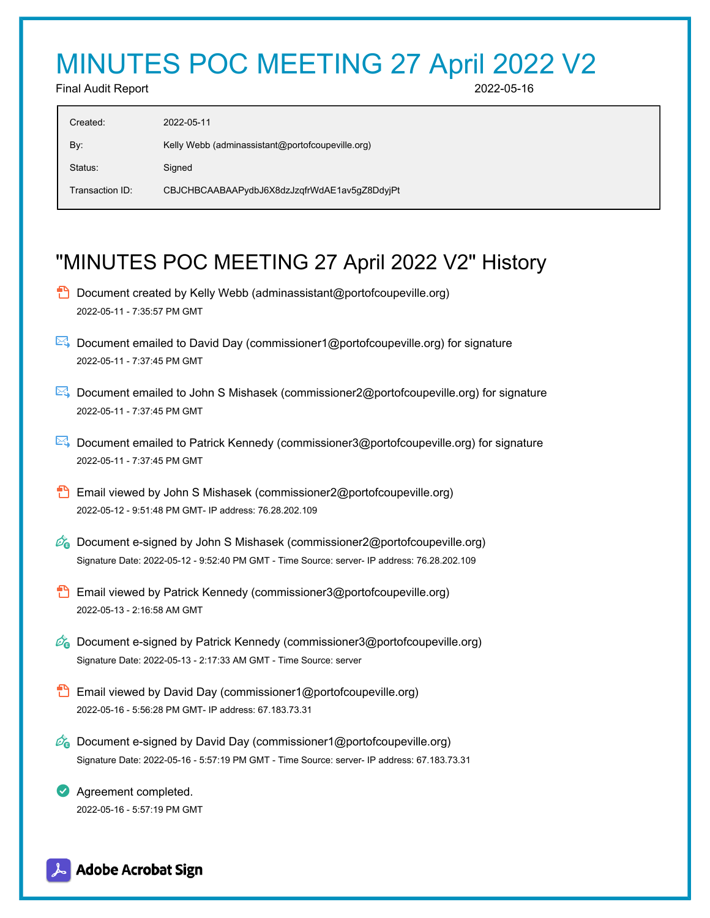# MINUTES POC MEETING 27 April 2022 V2

Final Audit Report 2022-05-16

| | |
|---|---|
| Created: | 2022-05-11 |
| By: | Kelly Webb (adminassistant@portofcoupeville.org) |
| Status: | Signed |
| Transaction ID: | CBJCHBCAABAAPydbJ6X8dzJzqfrWdAE1av5gZ8DdyjPt |

## "MINUTES POC MEETING 27 April 2022 V2" History

- Document created by Kelly Webb (adminassistant@portofcoupeville.org)
  2022-05-11 - 7:35:57 PM GMT
- Document emailed to David Day (commissioner1@portofcoupeville.org) for signature
  2022-05-11 - 7:37:45 PM GMT
- Document emailed to John S Mishasek (commissioner2@portofcoupeville.org) for signature
  2022-05-11 - 7:37:45 PM GMT
- Document emailed to Patrick Kennedy (commissioner3@portofcoupeville.org) for signature
  2022-05-11 - 7:37:45 PM GMT
- Email viewed by John S Mishasek (commissioner2@portofcoupeville.org)
  2022-05-12 - 9:51:48 PM GMT- IP address: 76.28.202.109
- Document e-signed by John S Mishasek (commissioner2@portofcoupeville.org)
  Signature Date: 2022-05-12 - 9:52:40 PM GMT - Time Source: server- IP address: 76.28.202.109
- Email viewed by Patrick Kennedy (commissioner3@portofcoupeville.org)
  2022-05-13 - 2:16:58 AM GMT
- Document e-signed by Patrick Kennedy (commissioner3@portofcoupeville.org)
  Signature Date: 2022-05-13 - 2:17:33 AM GMT - Time Source: server
- Email viewed by David Day (commissioner1@portofcoupeville.org)
  2022-05-16 - 5:56:28 PM GMT- IP address: 67.183.73.31
- Document e-signed by David Day (commissioner1@portofcoupeville.org)
  Signature Date: 2022-05-16 - 5:57:19 PM GMT - Time Source: server- IP address: 67.183.73.31
- Agreement completed.
  2022-05-16 - 5:57:19 PM GMT

Adobe Acrobat Sign